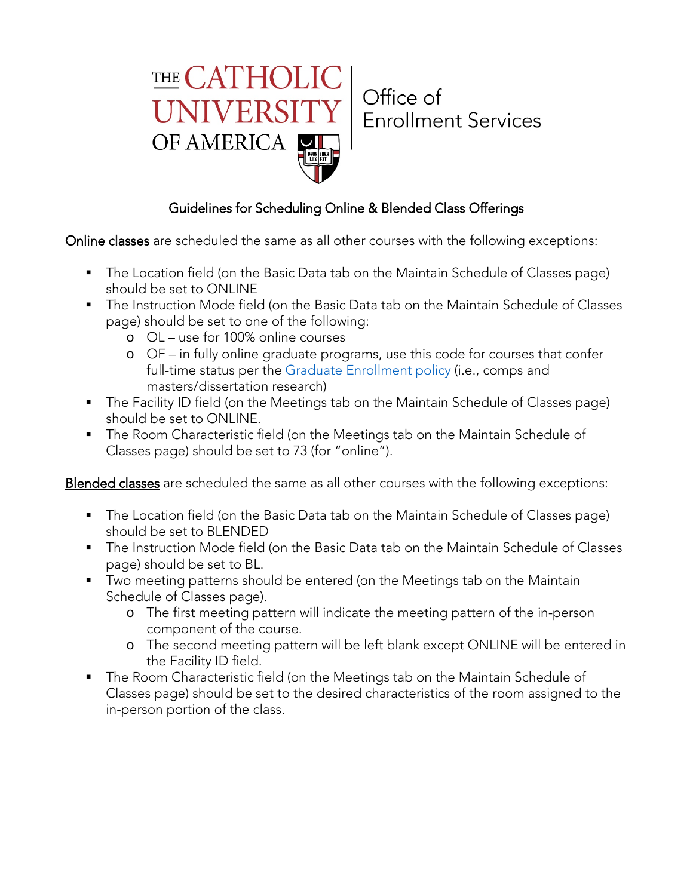THE CATHOLIC UNIVERSITY OF AMERICA | Office of Enrollment Services

## Guidelines for Scheduling Online & Blended Class Offerings

Online classes are scheduled the same as all other courses with the following exceptions:

- The Location field (on the Basic Data tab on the Maintain Schedule of Classes page) should be set to ONLINE
- The Instruction Mode field (on the Basic Data tab on the Maintain Schedule of Classes page) should be set to one of the following:
  - OL – use for 100% online courses
  - OF – in fully online graduate programs, use this code for courses that confer full-time status per the [Graduate Enrollment policy]() (i.e., comps and masters/dissertation research)
- The Facility ID field (on the Meetings tab on the Maintain Schedule of Classes page) should be set to ONLINE.
- The Room Characteristic field (on the Meetings tab on the Maintain Schedule of Classes page) should be set to 73 (for "online").

Blended classes are scheduled the same as all other courses with the following exceptions:

- The Location field (on the Basic Data tab on the Maintain Schedule of Classes page) should be set to BLENDED
- The Instruction Mode field (on the Basic Data tab on the Maintain Schedule of Classes page) should be set to BL.
- Two meeting patterns should be entered (on the Meetings tab on the Maintain Schedule of Classes page).
  - The first meeting pattern will indicate the meeting pattern of the in-person component of the course.
  - The second meeting pattern will be left blank except ONLINE will be entered in the Facility ID field.
- The Room Characteristic field (on the Meetings tab on the Maintain Schedule of Classes page) should be set to the desired characteristics of the room assigned to the in-person portion of the class.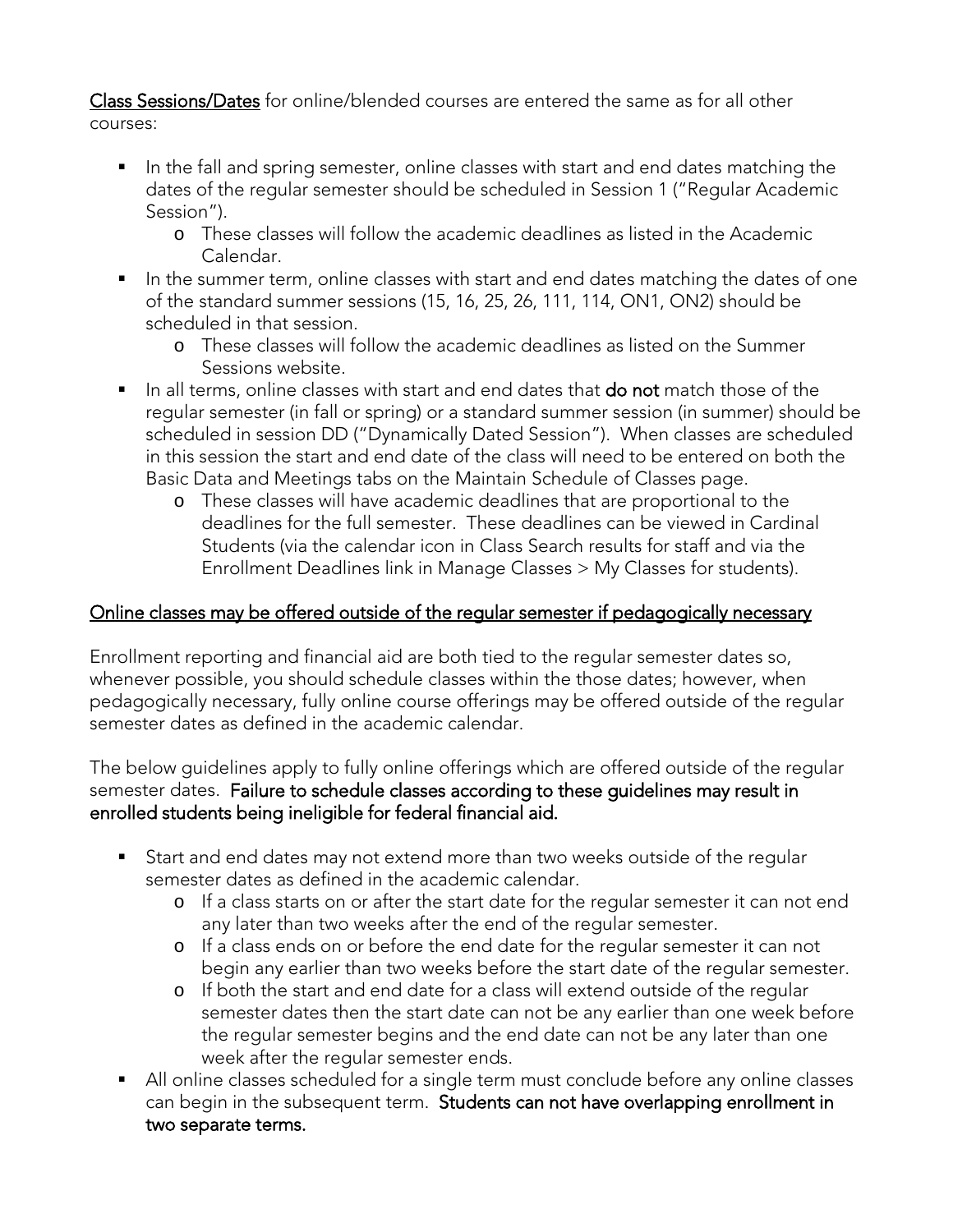Class Sessions/Dates for online/blended courses are entered the same as for all other courses:

- In the fall and spring semester, online classes with start and end dates matching the dates of the regular semester should be scheduled in Session 1 ("Regular Academic Session").
  - These classes will follow the academic deadlines as listed in the Academic Calendar.
- In the summer term, online classes with start and end dates matching the dates of one of the standard summer sessions (15, 16, 25, 26, 111, 114, ON1, ON2) should be scheduled in that session.
  - These classes will follow the academic deadlines as listed on the Summer Sessions website.
- In all terms, online classes with start and end dates that **do not** match those of the regular semester (in fall or spring) or a standard summer session (in summer) should be scheduled in session DD ("Dynamically Dated Session"). When classes are scheduled in this session the start and end date of the class will need to be entered on both the Basic Data and Meetings tabs on the Maintain Schedule of Classes page.
  - These classes will have academic deadlines that are proportional to the deadlines for the full semester. These deadlines can be viewed in Cardinal Students (via the calendar icon in Class Search results for staff and via the Enrollment Deadlines link in Manage Classes > My Classes for students).

## Online classes may be offered outside of the regular semester if pedagogically necessary

Enrollment reporting and financial aid are both tied to the regular semester dates so, whenever possible, you should schedule classes within the those dates; however, when pedagogically necessary, fully online course offerings may be offered outside of the regular semester dates as defined in the academic calendar.

The below guidelines apply to fully online offerings which are offered outside of the regular semester dates. **Failure to schedule classes according to these guidelines may result in enrolled students being ineligible for federal financial aid.**

- Start and end dates may not extend more than two weeks outside of the regular semester dates as defined in the academic calendar.
  - If a class starts on or after the start date for the regular semester it can not end any later than two weeks after the end of the regular semester.
  - If a class ends on or before the end date for the regular semester it can not begin any earlier than two weeks before the start date of the regular semester.
  - If both the start and end date for a class will extend outside of the regular semester dates then the start date can not be any earlier than one week before the regular semester begins and the end date can not be any later than one week after the regular semester ends.
- All online classes scheduled for a single term must conclude before any online classes can begin in the subsequent term. **Students can not have overlapping enrollment in two separate terms.**